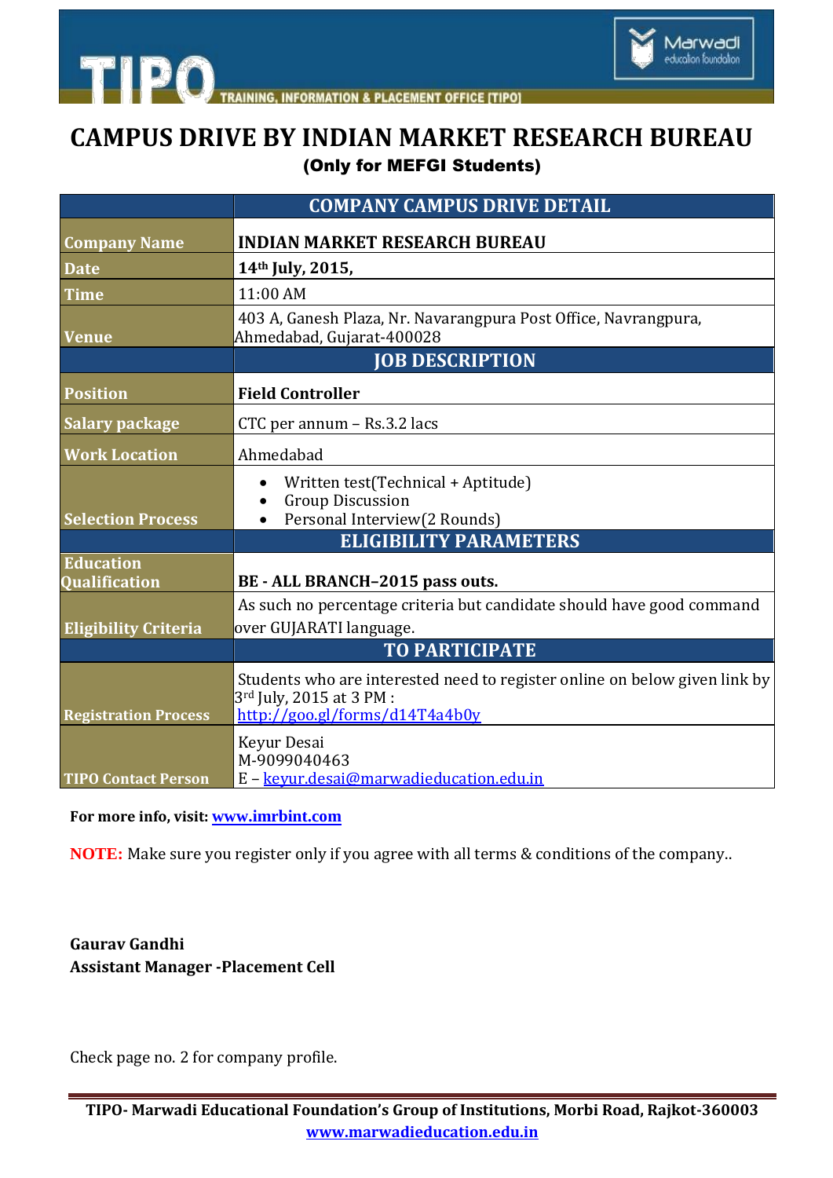# CAMPUS DRIVE BY INDIAN MARKET RESEARCH BUREAU

**(Only for MEFGI Students)**

| | COMPANY CAMPUS DRIVE DETAIL |
|---|---|
| **Company Name** | **INDIAN MARKET RESEARCH BUREAU** |
| **Date** | **14th July, 2015,** |
| **Time** | 11:00 AM |
| **Venue** | 403 A, Ganesh Plaza, Nr. Navarangpura Post Office, Navrangpura, Ahmedabad, Gujarat-400028 |
| | **JOB DESCRIPTION** |
| **Position** | **Field Controller** |
| **Salary package** | CTC per annum – Rs.3.2 lacs |
| **Work Location** | Ahmedabad |
| **Selection Process** | • Written test(Technical + Aptitude)<br>• Group Discussion<br>• Personal Interview(2 Rounds) |
| | **ELIGIBILITY PARAMETERS** |
| **Education Qualification** | **BE - ALL BRANCH–2015 pass outs.** |
| **Eligibility Criteria** | As such no percentage criteria but candidate should have good command over GUJARATI language. |
| | **TO PARTICIPATE** |
| **Registration Process** | Students who are interested need to register online on below given link by 3rd July, 2015 at 3 PM :<br>http://goo.gl/forms/d14T4a4b0y |
| **TIPO Contact Person** | Keyur Desai<br>M-9099040463<br>E – keyur.desai@marwadieducation.edu.in |

**For more info, visit: www.imrbint.com**

**NOTE:** Make sure you register only if you agree with all terms & conditions of the company..

**Gaurav Gandhi**
**Assistant Manager -Placement Cell**

Check page no. 2 for company profile.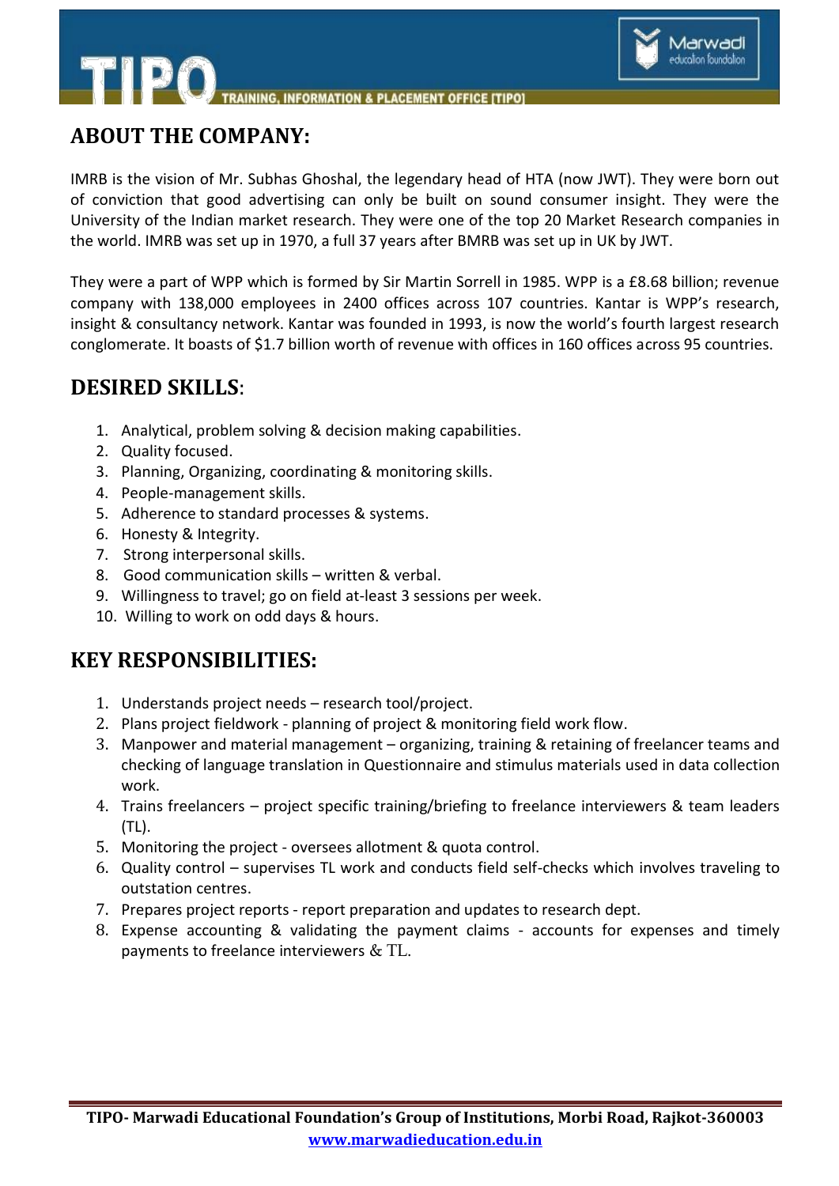## ABOUT THE COMPANY:

IMRB is the vision of Mr. Subhas Ghoshal, the legendary head of HTA (now JWT). They were born out of conviction that good advertising can only be built on sound consumer insight. They were the University of the Indian market research. They were one of the top 20 Market Research companies in the world. IMRB was set up in 1970, a full 37 years after BMRB was set up in UK by JWT.

They were a part of WPP which is formed by Sir Martin Sorrell in 1985. WPP is a £8.68 billion; revenue company with 138,000 employees in 2400 offices across 107 countries. Kantar is WPP's research, insight & consultancy network. Kantar was founded in 1993, is now the world's fourth largest research conglomerate. It boasts of $1.7 billion worth of revenue with offices in 160 offices across 95 countries.

## DESIRED SKILLS:

1. Analytical, problem solving & decision making capabilities.
2. Quality focused.
3. Planning, Organizing, coordinating & monitoring skills.
4. People-management skills.
5. Adherence to standard processes & systems.
6. Honesty & Integrity.
7. Strong interpersonal skills.
8. Good communication skills – written & verbal.
9. Willingness to travel; go on field at-least 3 sessions per week.
10. Willing to work on odd days & hours.

## KEY RESPONSIBILITIES:

1. Understands project needs – research tool/project.
2. Plans project fieldwork - planning of project & monitoring field work flow.
3. Manpower and material management – organizing, training & retaining of freelancer teams and checking of language translation in Questionnaire and stimulus materials used in data collection work.
4. Trains freelancers – project specific training/briefing to freelance interviewers & team leaders (TL).
5. Monitoring the project - oversees allotment & quota control.
6. Quality control – supervises TL work and conducts field self-checks which involves traveling to outstation centres.
7. Prepares project reports - report preparation and updates to research dept.
8. Expense accounting & validating the payment claims - accounts for expenses and timely payments to freelance interviewers & TL.